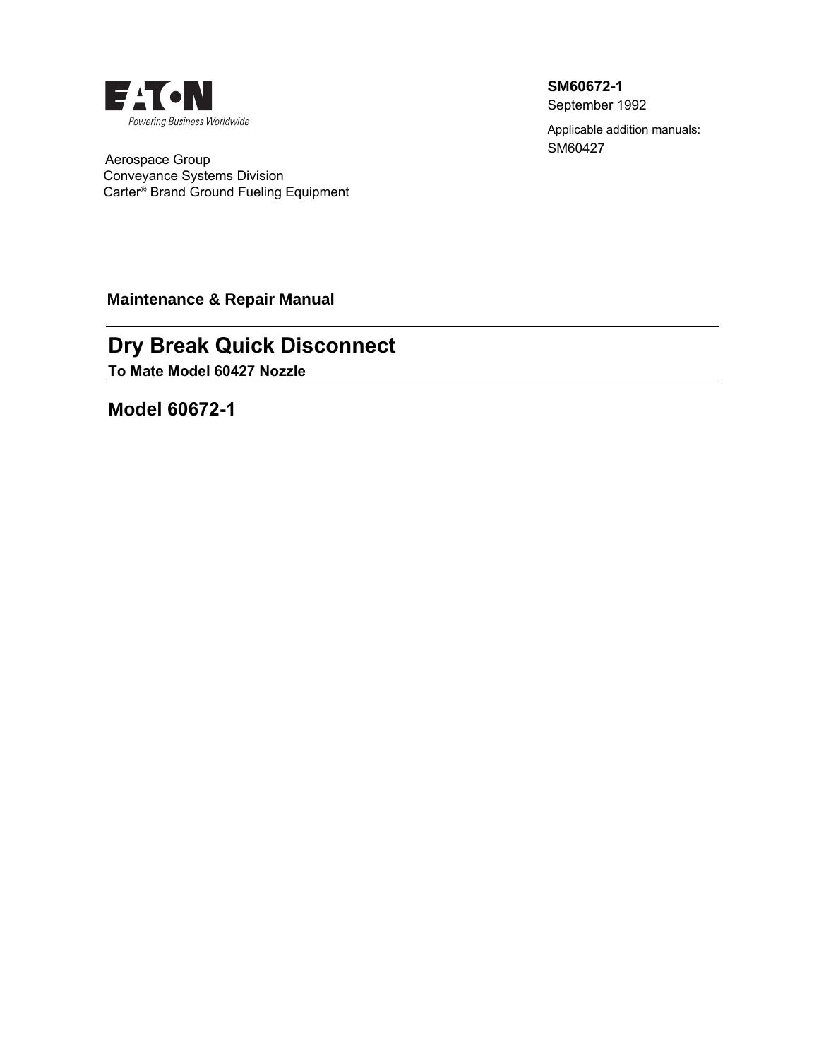EATON
*Powering Business Worldwide*

Aerospace Group
Conveyance Systems Division
Carter® Brand Ground Fueling Equipment

**SM60672-1**
September 1992

Applicable addition manuals:
SM60427

**Maintenance & Repair Manual**

# Dry Break Quick Disconnect

**To Mate Model 60427 Nozzle**

## Model 60672-1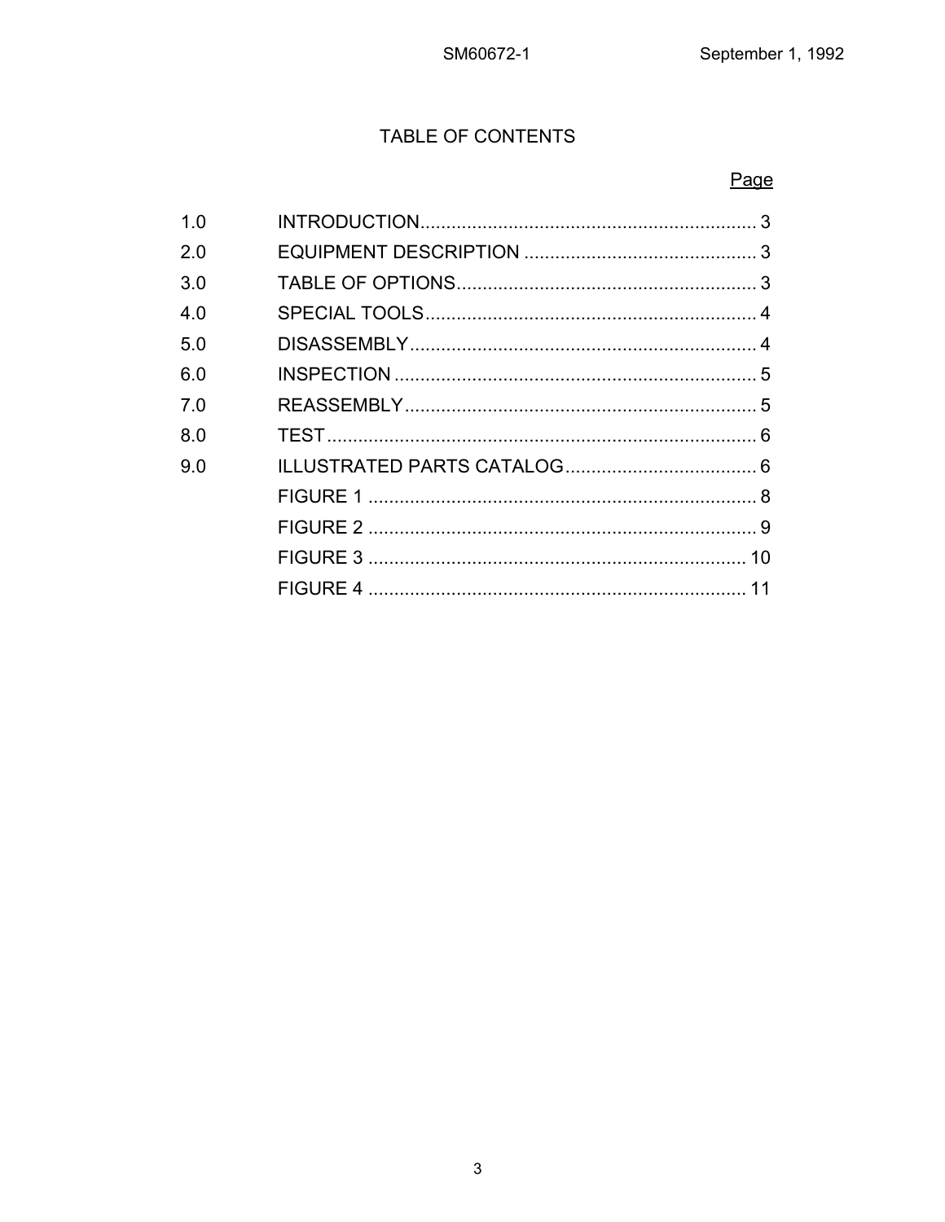# TABLE OF CONTENTS

| | | Page |
|---|---|---|
| 1.0 | INTRODUCTION | 3 |
| 2.0 | EQUIPMENT DESCRIPTION | 3 |
| 3.0 | TABLE OF OPTIONS | 3 |
| 4.0 | SPECIAL TOOLS | 4 |
| 5.0 | DISASSEMBLY | 4 |
| 6.0 | INSPECTION | 5 |
| 7.0 | REASSEMBLY | 5 |
| 8.0 | TEST | 6 |
| 9.0 | ILLUSTRATED PARTS CATALOG | 6 |
| | FIGURE 1 | 8 |
| | FIGURE 2 | 9 |
| | FIGURE 3 | 10 |
| | FIGURE 4 | 11 |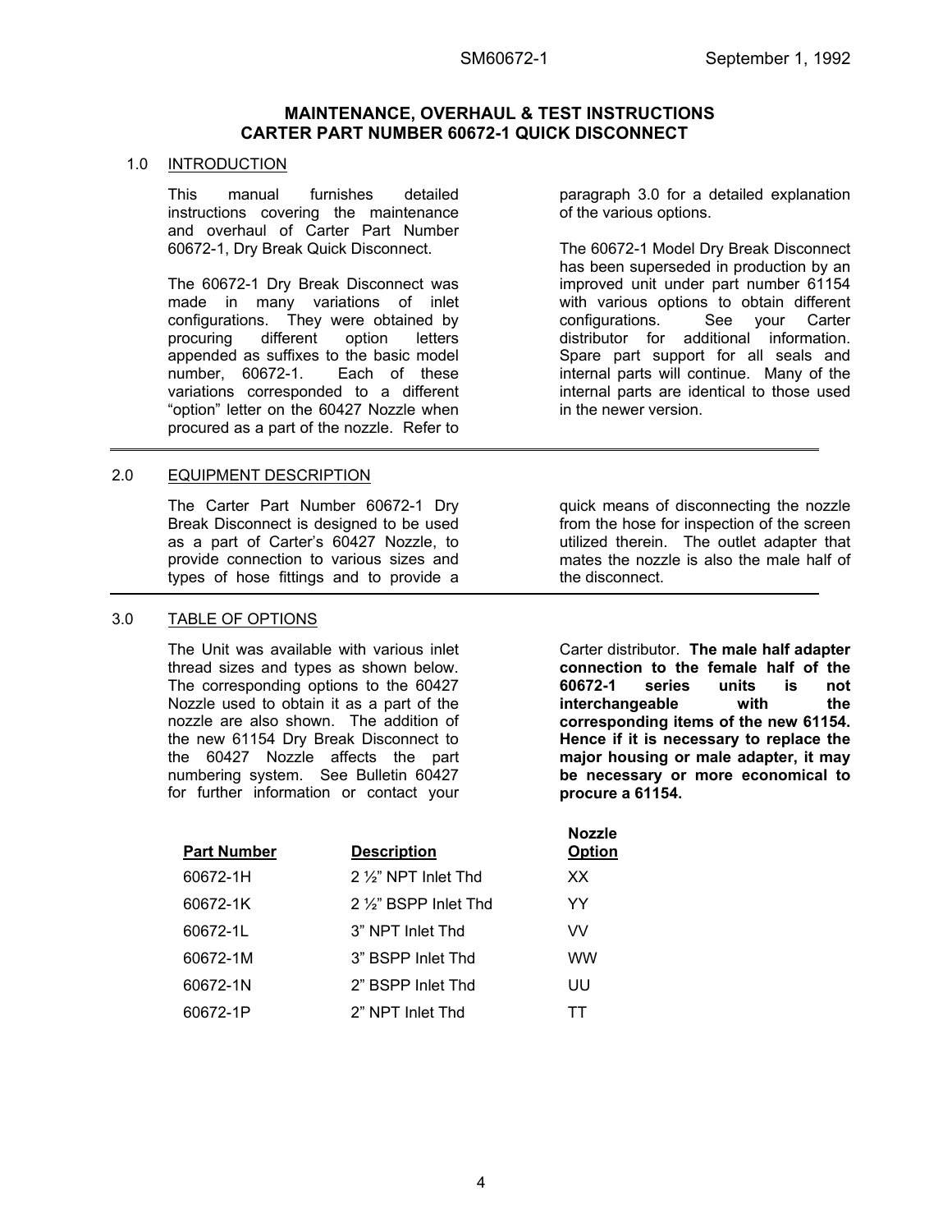# MAINTENANCE, OVERHAUL & TEST INSTRUCTIONS
# CARTER PART NUMBER 60672-1 QUICK DISCONNECT

## 1.0 INTRODUCTION

This manual furnishes detailed instructions covering the maintenance and overhaul of Carter Part Number 60672-1, Dry Break Quick Disconnect.

The 60672-1 Dry Break Disconnect was made in many variations of inlet configurations. They were obtained by procuring different option letters appended as suffixes to the basic model number, 60672-1. Each of these variations corresponded to a different "option" letter on the 60427 Nozzle when procured as a part of the nozzle. Refer to paragraph 3.0 for a detailed explanation of the various options.

The 60672-1 Model Dry Break Disconnect has been superseded in production by an improved unit under part number 61154 with various options to obtain different configurations. See your Carter distributor for additional information. Spare part support for all seals and internal parts will continue. Many of the internal parts are identical to those used in the newer version.

## 2.0 EQUIPMENT DESCRIPTION

The Carter Part Number 60672-1 Dry Break Disconnect is designed to be used as a part of Carter's 60427 Nozzle, to provide connection to various sizes and types of hose fittings and to provide a quick means of disconnecting the nozzle from the hose for inspection of the screen utilized therein. The outlet adapter that mates the nozzle is also the male half of the disconnect.

## 3.0 TABLE OF OPTIONS

The Unit was available with various inlet thread sizes and types as shown below. The corresponding options to the 60427 Nozzle used to obtain it as a part of the nozzle are also shown. The addition of the new 61154 Dry Break Disconnect to the 60427 Nozzle affects the part numbering system. See Bulletin 60427 for further information or contact your Carter distributor. **The male half adapter connection to the female half of the 60672-1 series units is not interchangeable with the corresponding items of the new 61154. Hence if it is necessary to replace the major housing or male adapter, it may be necessary or more economical to procure a 61154.**

| Part Number | Description | Nozzle Option |
|---|---|---|
| 60672-1H | 2 ½" NPT Inlet Thd | XX |
| 60672-1K | 2 ½" BSPP Inlet Thd | YY |
| 60672-1L | 3" NPT Inlet Thd | VV |
| 60672-1M | 3" BSPP Inlet Thd | WW |
| 60672-1N | 2" BSPP Inlet Thd | UU |
| 60672-1P | 2" NPT Inlet Thd | TT |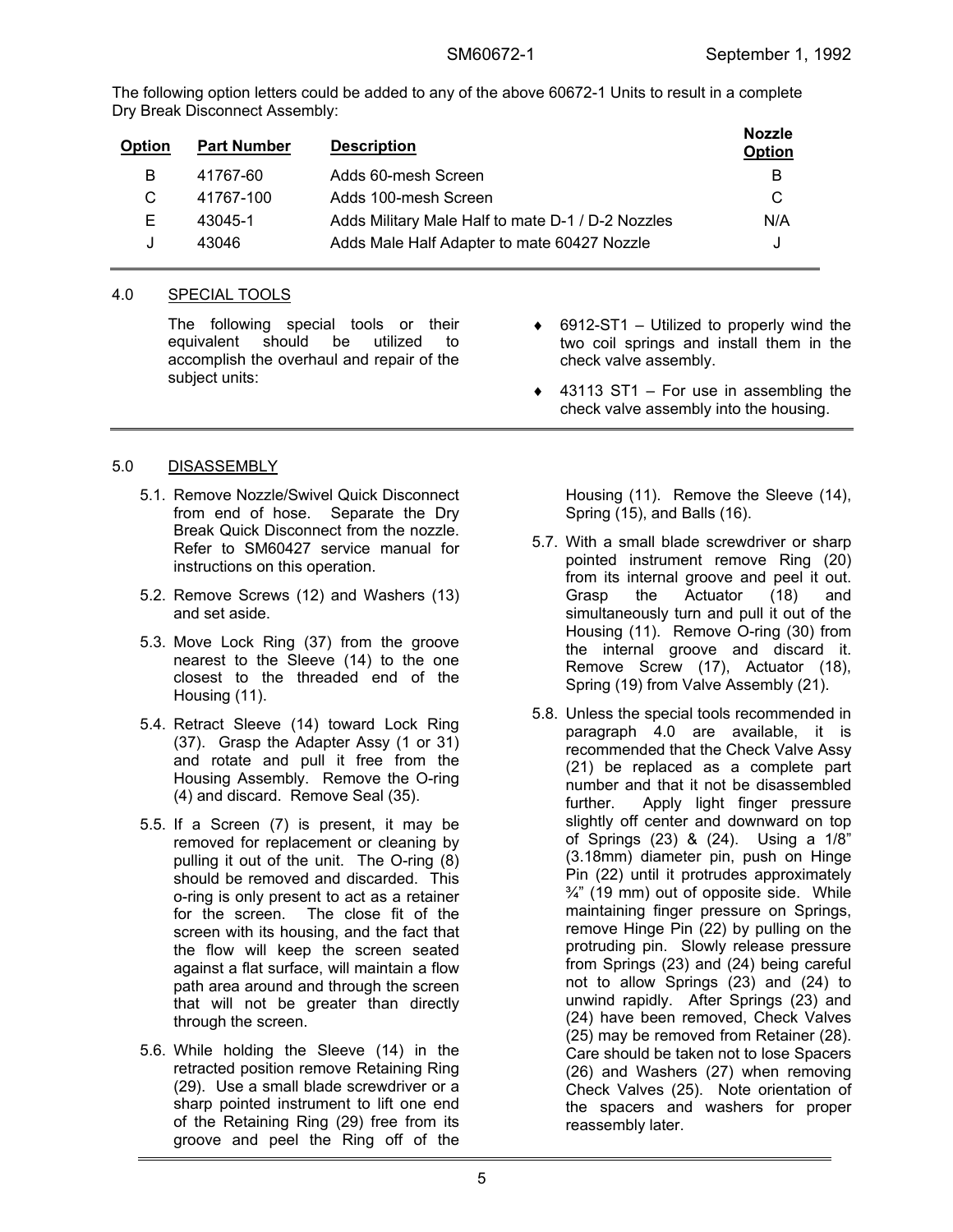The following option letters could be added to any of the above 60672-1 Units to result in a complete Dry Break Disconnect Assembly:

| Option | Part Number | Description | Nozzle Option |
|---|---|---|---|
| B | 41767-60 | Adds 60-mesh Screen | B |
| C | 41767-100 | Adds 100-mesh Screen | C |
| E | 43045-1 | Adds Military Male Half to mate D-1 / D-2 Nozzles | N/A |
| J | 43046 | Adds Male Half Adapter to mate 60427 Nozzle | J |

## 4.0 SPECIAL TOOLS

The following special tools or their equivalent should be utilized to accomplish the overhaul and repair of the subject units:

- 6912-ST1 – Utilized to properly wind the two coil springs and install them in the check valve assembly.
- 43113 ST1 – For use in assembling the check valve assembly into the housing.

## 5.0 DISASSEMBLY

5.1. Remove Nozzle/Swivel Quick Disconnect from end of hose. Separate the Dry Break Quick Disconnect from the nozzle. Refer to SM60427 service manual for instructions on this operation.

5.2. Remove Screws (12) and Washers (13) and set aside.

5.3. Move Lock Ring (37) from the groove nearest to the Sleeve (14) to the one closest to the threaded end of the Housing (11).

5.4. Retract Sleeve (14) toward Lock Ring (37). Grasp the Adapter Assy (1 or 31) and rotate and pull it free from the Housing Assembly. Remove the O-ring (4) and discard. Remove Seal (35).

5.5. If a Screen (7) is present, it may be removed for replacement or cleaning by pulling it out of the unit. The O-ring (8) should be removed and discarded. This o-ring is only present to act as a retainer for the screen. The close fit of the screen with its housing, and the fact that the flow will keep the screen seated against a flat surface, will maintain a flow path area around and through the screen that will not be greater than directly through the screen.

5.6. While holding the Sleeve (14) in the retracted position remove Retaining Ring (29). Use a small blade screwdriver or a sharp pointed instrument to lift one end of the Retaining Ring (29) free from its groove and peel the Ring off of the Housing (11). Remove the Sleeve (14), Spring (15), and Balls (16).

5.7. With a small blade screwdriver or sharp pointed instrument remove Ring (20) from its internal groove and peel it out. Grasp the Actuator (18) and simultaneously turn and pull it out of the Housing (11). Remove O-ring (30) from the internal groove and discard it. Remove Screw (17), Actuator (18), Spring (19) from Valve Assembly (21).

5.8. Unless the special tools recommended in paragraph 4.0 are available, it is recommended that the Check Valve Assy (21) be replaced as a complete part number and that it not be disassembled further. Apply light finger pressure slightly off center and downward on top of Springs (23) & (24). Using a 1/8" (3.18mm) diameter pin, push on Hinge Pin (22) until it protrudes approximately ¾" (19 mm) out of opposite side. While maintaining finger pressure on Springs, remove Hinge Pin (22) by pulling on the protruding pin. Slowly release pressure from Springs (23) and (24) being careful not to allow Springs (23) and (24) to unwind rapidly. After Springs (23) and (24) have been removed, Check Valves (25) may be removed from Retainer (28). Care should be taken not to lose Spacers (26) and Washers (27) when removing Check Valves (25). Note orientation of the spacers and washers for proper reassembly later.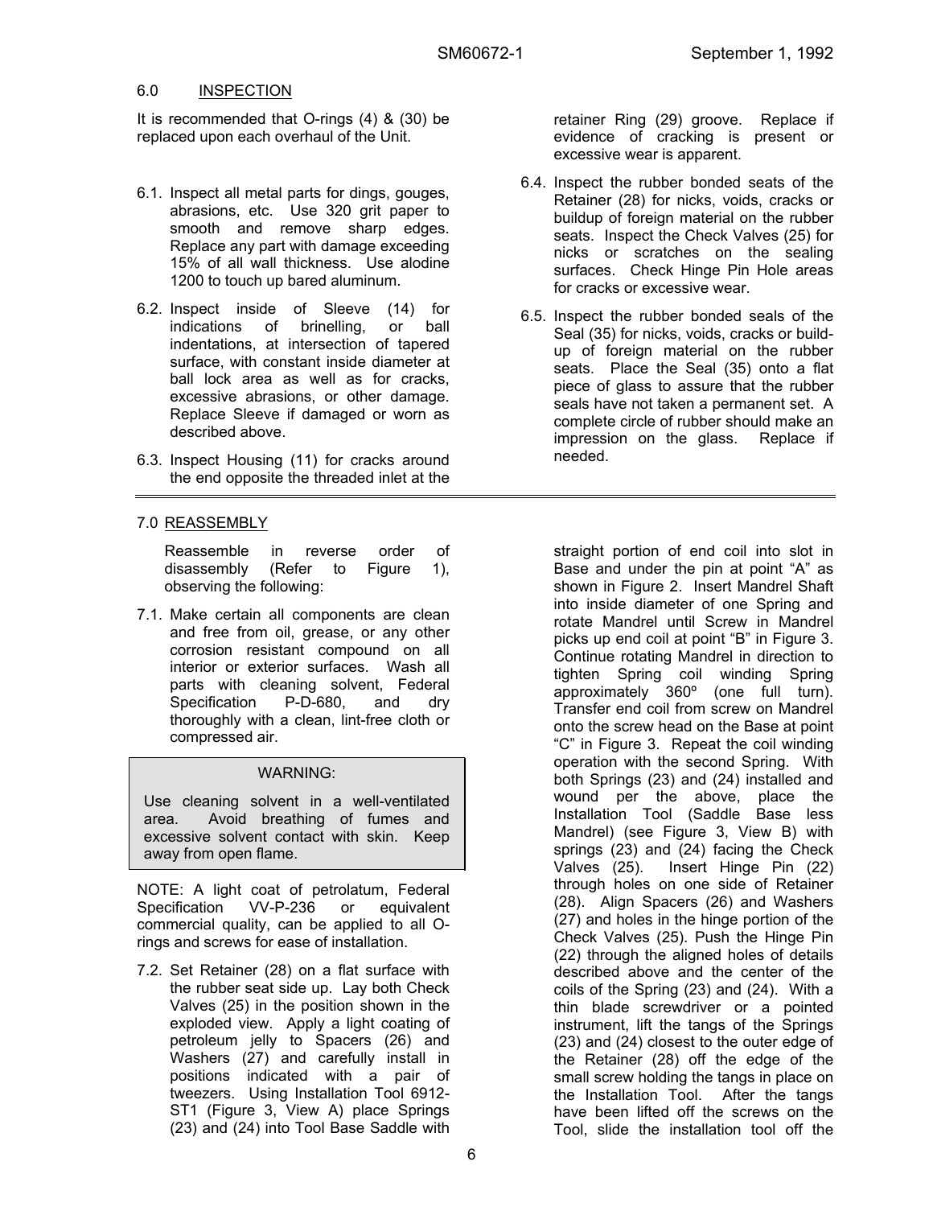## 6.0 INSPECTION

It is recommended that O-rings (4) & (30) be replaced upon each overhaul of the Unit.

6.1. Inspect all metal parts for dings, gouges, abrasions, etc. Use 320 grit paper to smooth and remove sharp edges. Replace any part with damage exceeding 15% of all wall thickness. Use alodine 1200 to touch up bared aluminum.

6.2. Inspect inside of Sleeve (14) for indications of brinelling, or ball indentations, at intersection of tapered surface, with constant inside diameter at ball lock area as well as for cracks, excessive abrasions, or other damage. Replace Sleeve if damaged or worn as described above.

6.3. Inspect Housing (11) for cracks around the end opposite the threaded inlet at the retainer Ring (29) groove. Replace if evidence of cracking is present or excessive wear is apparent.

6.4. Inspect the rubber bonded seats of the Retainer (28) for nicks, voids, cracks or buildup of foreign material on the rubber seats. Inspect the Check Valves (25) for nicks or scratches on the sealing surfaces. Check Hinge Pin Hole areas for cracks or excessive wear.

6.5. Inspect the rubber bonded seals of the Seal (35) for nicks, voids, cracks or build-up of foreign material on the rubber seats. Place the Seal (35) onto a flat piece of glass to assure that the rubber seals have not taken a permanent set. A complete circle of rubber should make an impression on the glass. Replace if needed.

---

## 7.0 REASSEMBLY

Reassemble in reverse order of disassembly (Refer to Figure 1), observing the following:

7.1. Make certain all components are clean and free from oil, grease, or any other corrosion resistant compound on all interior or exterior surfaces. Wash all parts with cleaning solvent, Federal Specification P-D-680, and dry thoroughly with a clean, lint-free cloth or compressed air.

> WARNING:
>
> Use cleaning solvent in a well-ventilated area. Avoid breathing of fumes and excessive solvent contact with skin. Keep away from open flame.

NOTE: A light coat of petrolatum, Federal Specification VV-P-236 or equivalent commercial quality, can be applied to all O-rings and screws for ease of installation.

7.2. Set Retainer (28) on a flat surface with the rubber seat side up. Lay both Check Valves (25) in the position shown in the exploded view. Apply a light coating of petroleum jelly to Spacers (26) and Washers (27) and carefully install in positions indicated with a pair of tweezers. Using Installation Tool 6912-ST1 (Figure 3, View A) place Springs (23) and (24) into Tool Base Saddle with straight portion of end coil into slot in Base and under the pin at point "A" as shown in Figure 2. Insert Mandrel Shaft into inside diameter of one Spring and rotate Mandrel until Screw in Mandrel picks up end coil at point "B" in Figure 3. Continue rotating Mandrel in direction to tighten Spring coil winding Spring approximately 360º (one full turn). Transfer end coil from screw on Mandrel onto the screw head on the Base at point "C" in Figure 3. Repeat the coil winding operation with the second Spring. With both Springs (23) and (24) installed and wound per the above, place the Installation Tool (Saddle Base less Mandrel) (see Figure 3, View B) with springs (23) and (24) facing the Check Valves (25). Insert Hinge Pin (22) through holes on one side of Retainer (28). Align Spacers (26) and Washers (27) and holes in the hinge portion of the Check Valves (25). Push the Hinge Pin (22) through the aligned holes of details described above and the center of the coils of the Spring (23) and (24). With a thin blade screwdriver or a pointed instrument, lift the tangs of the Springs (23) and (24) closest to the outer edge of the Retainer (28) off the edge of the small screw holding the tangs in place on the Installation Tool. After the tangs have been lifted off the screws on the Tool, slide the installation tool off the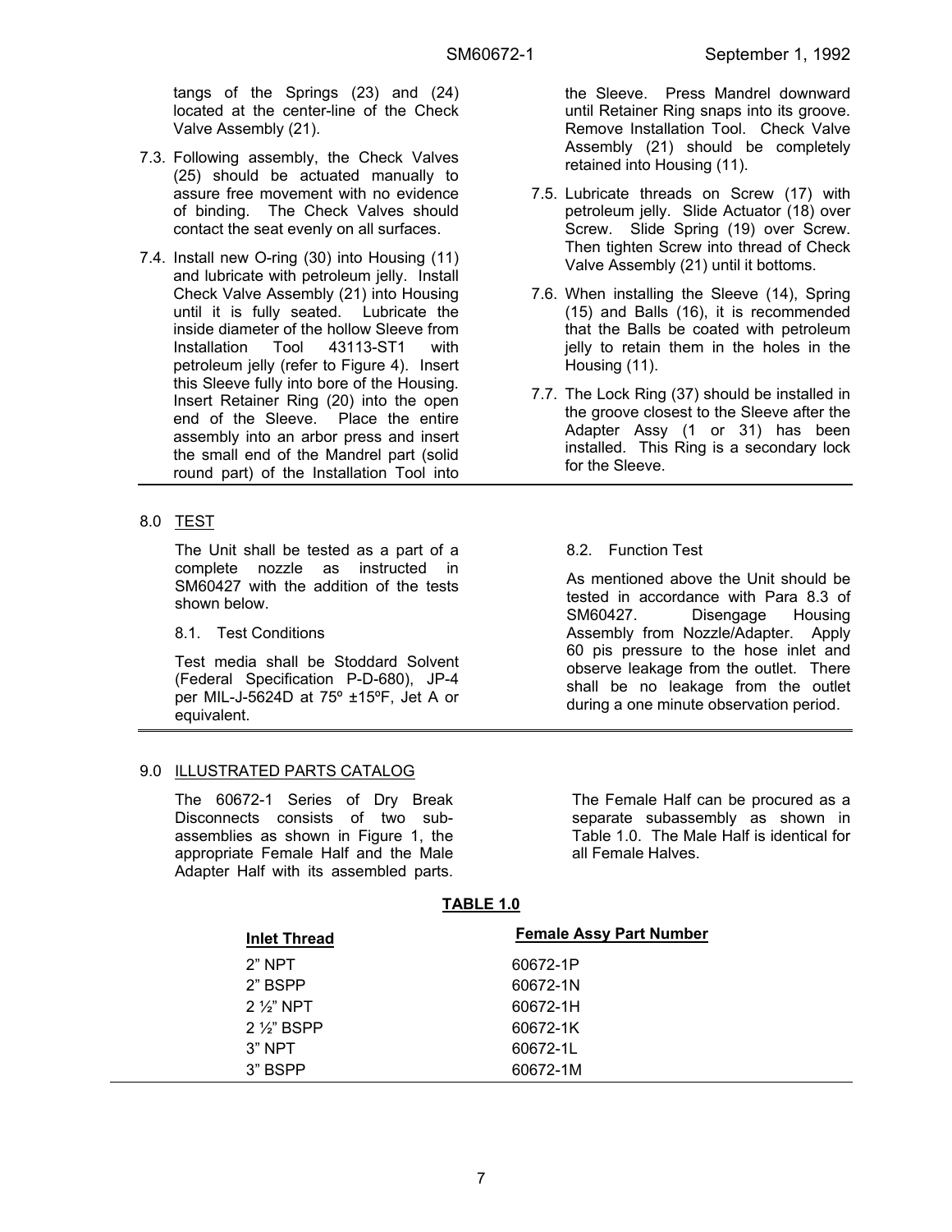tangs of the Springs (23) and (24) located at the center-line of the Check Valve Assembly (21).

7.3. Following assembly, the Check Valves (25) should be actuated manually to assure free movement with no evidence of binding. The Check Valves should contact the seat evenly on all surfaces.

7.4. Install new O-ring (30) into Housing (11) and lubricate with petroleum jelly. Install Check Valve Assembly (21) into Housing until it is fully seated. Lubricate the inside diameter of the hollow Sleeve from Installation Tool 43113-ST1 with petroleum jelly (refer to Figure 4). Insert this Sleeve fully into bore of the Housing. Insert Retainer Ring (20) into the open end of the Sleeve. Place the entire assembly into an arbor press and insert the small end of the Mandrel part (solid round part) of the Installation Tool into the Sleeve. Press Mandrel downward until Retainer Ring snaps into its groove. Remove Installation Tool. Check Valve Assembly (21) should be completely retained into Housing (11).

7.5. Lubricate threads on Screw (17) with petroleum jelly. Slide Actuator (18) over Screw. Slide Spring (19) over Screw. Then tighten Screw into thread of Check Valve Assembly (21) until it bottoms.

7.6. When installing the Sleeve (14), Spring (15) and Balls (16), it is recommended that the Balls be coated with petroleum jelly to retain them in the holes in the Housing (11).

7.7. The Lock Ring (37) should be installed in the groove closest to the Sleeve after the Adapter Assy (1 or 31) has been installed. This Ring is a secondary lock for the Sleeve.

## 8.0 TEST

The Unit shall be tested as a part of a complete nozzle as instructed in SM60427 with the addition of the tests shown below.

### 8.1. Test Conditions

Test media shall be Stoddard Solvent (Federal Specification P-D-680), JP-4 per MIL-J-5624D at 75º ±15ºF, Jet A or equivalent.

### 8.2. Function Test

As mentioned above the Unit should be tested in accordance with Para 8.3 of SM60427. Disengage Housing Assembly from Nozzle/Adapter. Apply 60 pis pressure to the hose inlet and observe leakage from the outlet. There shall be no leakage from the outlet during a one minute observation period.

## 9.0 ILLUSTRATED PARTS CATALOG

The 60672-1 Series of Dry Break Disconnects consists of two sub-assemblies as shown in Figure 1, the appropriate Female Half and the Male Adapter Half with its assembled parts. The Female Half can be procured as a separate subassembly as shown in Table 1.0. The Male Half is identical for all Female Halves.

**TABLE 1.0**

| Inlet Thread | Female Assy Part Number |
|---|---|
| 2" NPT | 60672-1P |
| 2" BSPP | 60672-1N |
| 2 ½" NPT | 60672-1H |
| 2 ½" BSPP | 60672-1K |
| 3" NPT | 60672-1L |
| 3" BSPP | 60672-1M |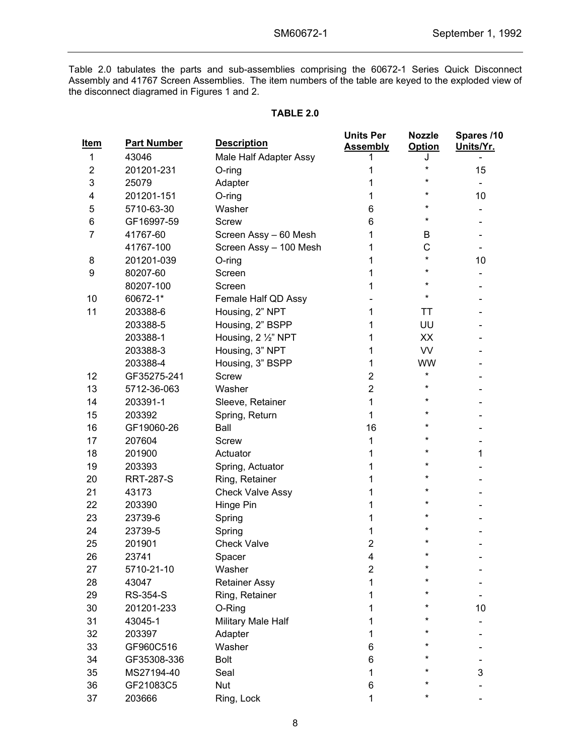Table 2.0 tabulates the parts and sub-assemblies comprising the 60672-1 Series Quick Disconnect Assembly and 41767 Screen Assemblies. The item numbers of the table are keyed to the exploded view of the disconnect diagramed in Figures 1 and 2.

**TABLE 2.0**

| Item | Part Number | Description | Units Per Assembly | Nozzle Option | Spares /10 Units/Yr. |
|---|---|---|---|---|---|
| 1 | 43046 | Male Half Adapter Assy | 1 | J | - |
| 2 | 201201-231 | O-ring | 1 | * | 15 |
| 3 | 25079 | Adapter | 1 | * | - |
| 4 | 201201-151 | O-ring | 1 | * | 10 |
| 5 | 5710-63-30 | Washer | 6 | * | - |
| 6 | GF16997-59 | Screw | 6 | * | - |
| 7 | 41767-60 | Screen Assy – 60 Mesh | 1 | B | - |
| | 41767-100 | Screen Assy – 100 Mesh | 1 | C | - |
| 8 | 201201-039 | O-ring | 1 | * | 10 |
| 9 | 80207-60 | Screen | 1 | * | - |
| | 80207-100 | Screen | 1 | * | - |
| 10 | 60672-1* | Female Half QD Assy | - | * | - |
| 11 | 203388-6 | Housing, 2" NPT | 1 | TT | - |
| | 203388-5 | Housing, 2" BSPP | 1 | UU | - |
| | 203388-1 | Housing, 2 ½" NPT | 1 | XX | - |
| | 203388-3 | Housing, 3" NPT | 1 | VV | - |
| | 203388-4 | Housing, 3" BSPP | 1 | WW | - |
| 12 | GF35275-241 | Screw | 2 | * | - |
| 13 | 5712-36-063 | Washer | 2 | * | - |
| 14 | 203391-1 | Sleeve, Retainer | 1 | * | - |
| 15 | 203392 | Spring, Return | 1 | * | - |
| 16 | GF19060-26 | Ball | 16 | * | - |
| 17 | 207604 | Screw | 1 | * | - |
| 18 | 201900 | Actuator | 1 | * | 1 |
| 19 | 203393 | Spring, Actuator | 1 | * | - |
| 20 | RRT-287-S | Ring, Retainer | 1 | * | - |
| 21 | 43173 | Check Valve Assy | 1 | * | - |
| 22 | 203390 | Hinge Pin | 1 | * | - |
| 23 | 23739-6 | Spring | 1 | * | - |
| 24 | 23739-5 | Spring | 1 | * | - |
| 25 | 201901 | Check Valve | 2 | * | - |
| 26 | 23741 | Spacer | 4 | * | - |
| 27 | 5710-21-10 | Washer | 2 | * | - |
| 28 | 43047 | Retainer Assy | 1 | * | - |
| 29 | RS-354-S | Ring, Retainer | 1 | * | - |
| 30 | 201201-233 | O-Ring | 1 | * | 10 |
| 31 | 43045-1 | Military Male Half | 1 | * | - |
| 32 | 203397 | Adapter | 1 | * | - |
| 33 | GF960C516 | Washer | 6 | * | - |
| 34 | GF35308-336 | Bolt | 6 | * | - |
| 35 | MS27194-40 | Seal | 1 | * | 3 |
| 36 | GF21083C5 | Nut | 6 | * | - |
| 37 | 203666 | Ring, Lock | 1 | * | - |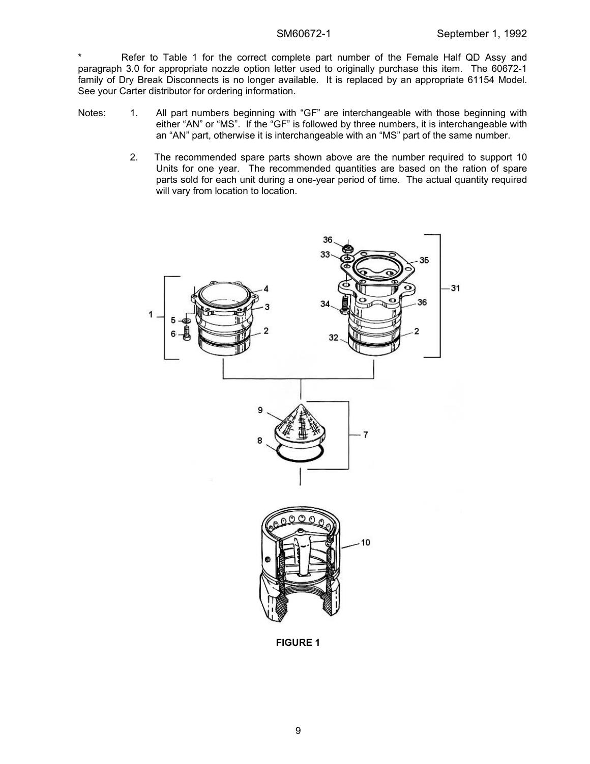\* Refer to Table 1 for the correct complete part number of the Female Half QD Assy and paragraph 3.0 for appropriate nozzle option letter used to originally purchase this item. The 60672-1 family of Dry Break Disconnects is no longer available. It is replaced by an appropriate 61154 Model. See your Carter distributor for ordering information.

Notes:

1. All part numbers beginning with "GF" are interchangeable with those beginning with either "AN" or "MS". If the "GF" is followed by three numbers, it is interchangeable with an "AN" part, otherwise it is interchangeable with an "MS" part of the same number.

2. The recommended spare parts shown above are the number required to support 10 Units for one year. The recommended quantities are based on the ration of spare parts sold for each unit during a one-year period of time. The actual quantity required will vary from location to location.

**FIGURE 1**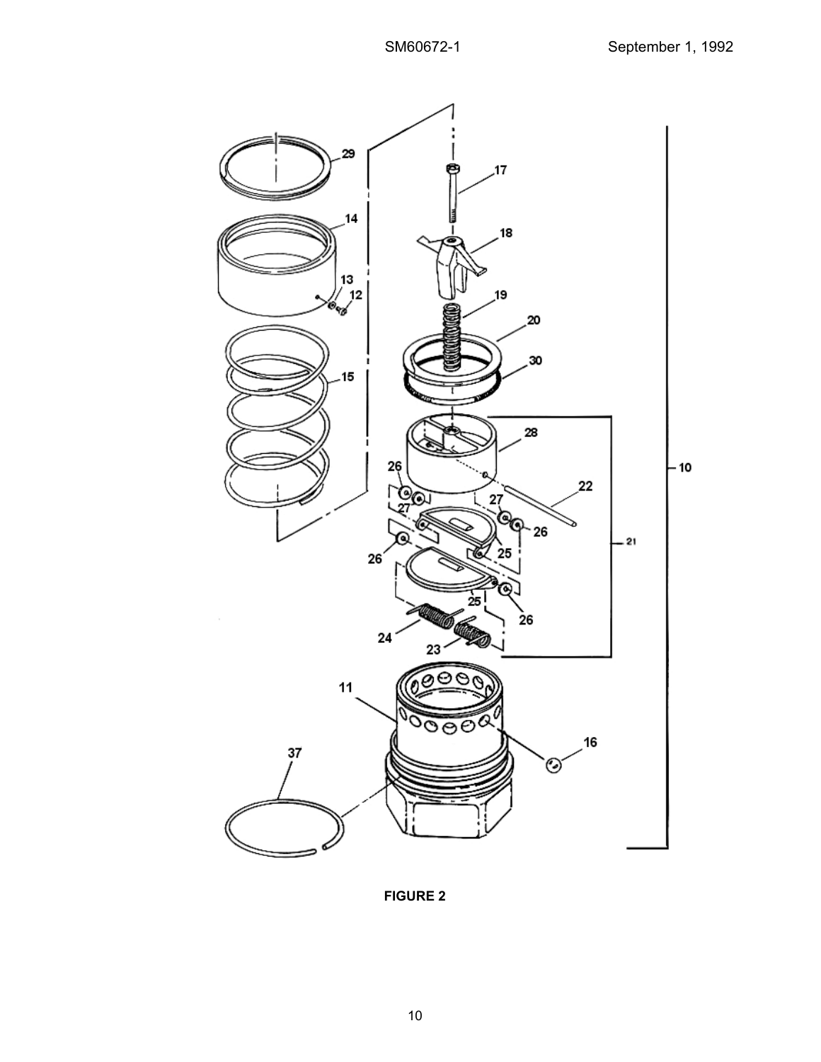**FIGURE 2**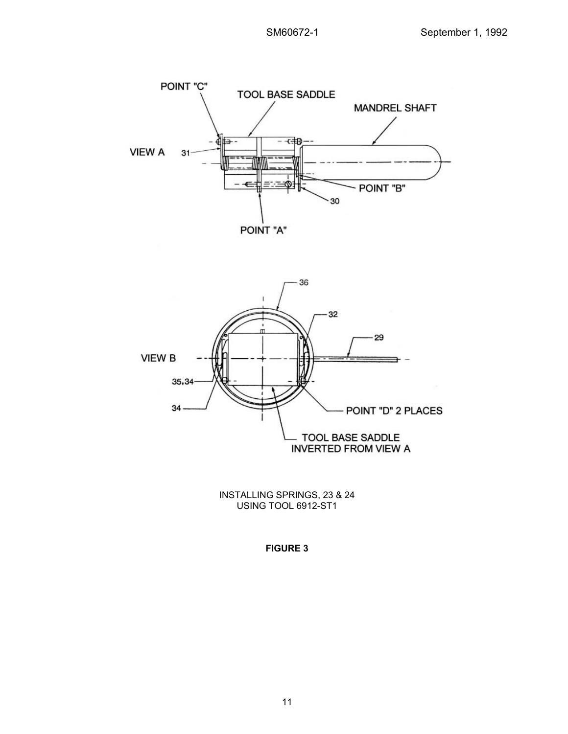INSTALLING SPRINGS, 23 & 24
USING TOOL 6912-ST1

**FIGURE 3**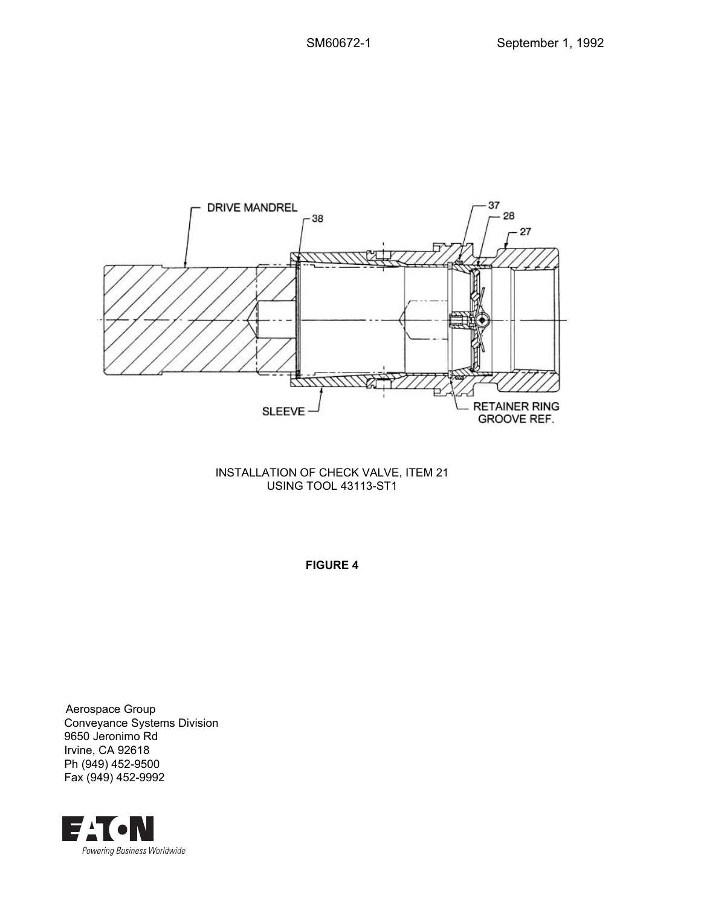DRIVE MANDREL

38

37

28

27

SLEEVE

RETAINER RING
GROOVE REF.

INSTALLATION OF CHECK VALVE, ITEM 21
USING TOOL 43113-ST1

**FIGURE 4**

Aerospace Group
Conveyance Systems Division
9650 Jeronimo Rd
Irvine, CA 92618
Ph (949) 452-9500
Fax (949) 452-9992

EATON
*Powering Business Worldwide*